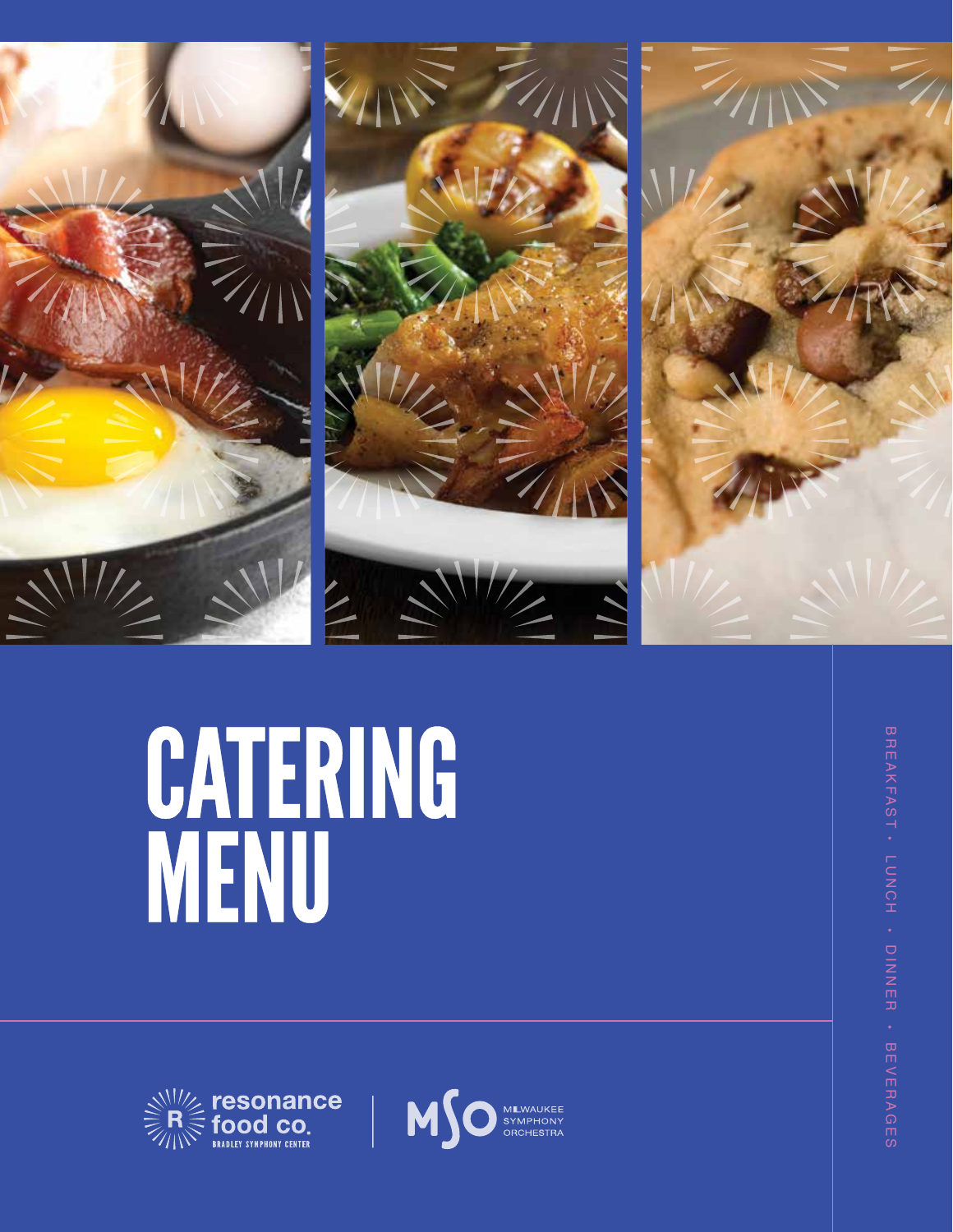# CATERING MENU

BREAKFAST • LUNCH • DINNER • BEVERAGES

resonance food co.
BRADLEY SYMPHONY CENTER

MSO MILWAUKEE SYMPHONY ORCHESTRA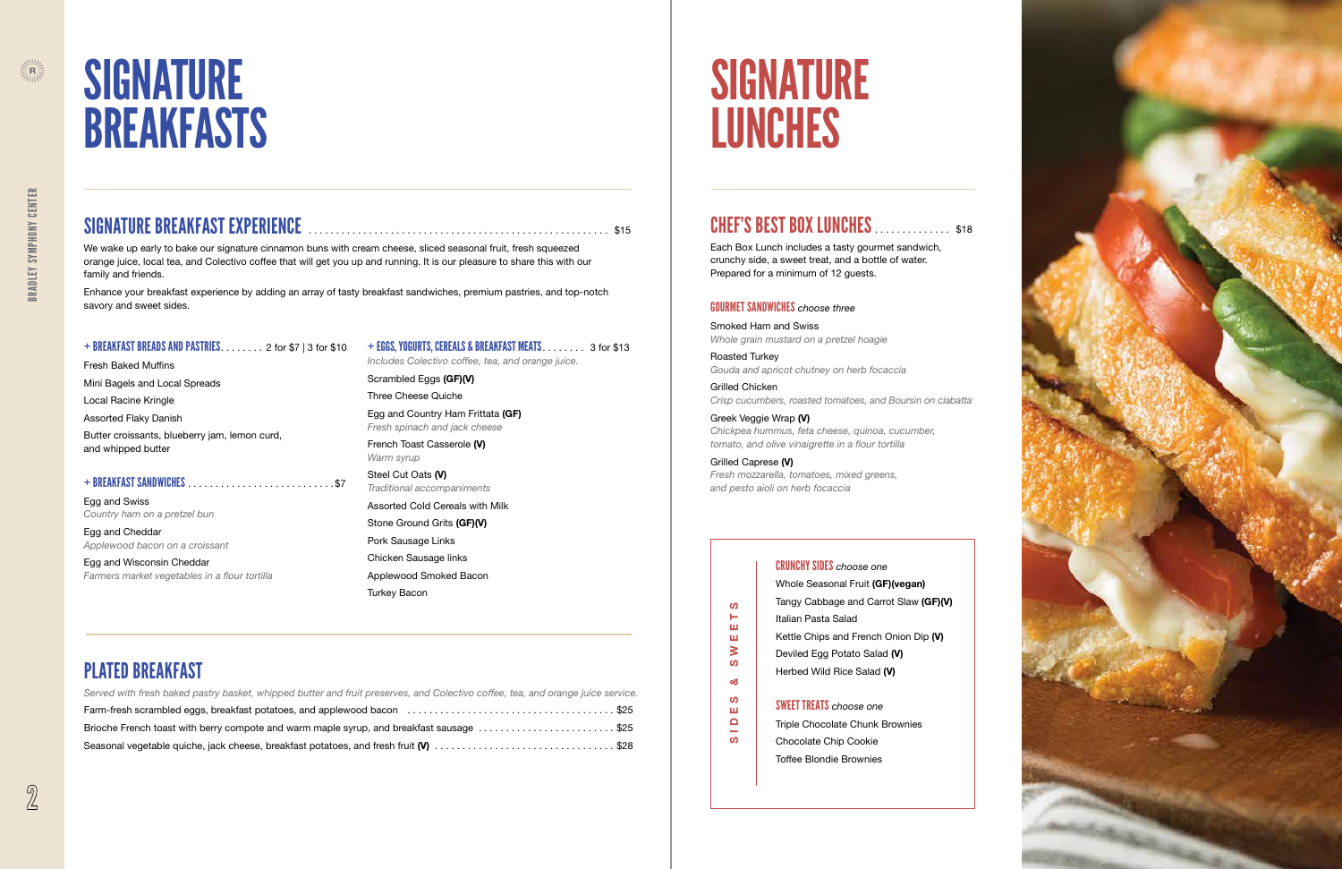# SIGNATURE BREAKFASTS

## SIGNATURE BREAKFAST EXPERIENCE ........ $15

We wake up early to bake our signature cinnamon buns with cream cheese, sliced seasonal fruit, fresh squeezed orange juice, local tea, and Colectivo coffee that will get you up and running. It is our pleasure to share this with our family and friends.

Enhance your breakfast experience by adding an array of tasty breakfast sandwiches, premium pastries, and top-notch savory and sweet sides.

### + BREAKFAST BREADS AND PASTRIES ........ 2 for $7 | 3 for $10

Fresh Baked Muffins

Mini Bagels and Local Spreads

Local Racine Kringle

Assorted Flaky Danish

Butter croissants, blueberry jam, lemon curd, and whipped butter

### + BREAKFAST SANDWICHES ........ $7

Egg and Swiss
*Country ham on a pretzel bun*

Egg and Cheddar
*Applewood bacon on a croissant*

Egg and Wisconsin Cheddar
*Farmers market vegetables in a flour tortilla*

### + EGGS, YOGURTS, CEREALS & BREAKFAST MEATS ........ 3 for $13

*Includes Colectivo coffee, tea, and orange juice.*

Scrambled Eggs **(GF)(V)**

Three Cheese Quiche

Egg and Country Ham Frittata **(GF)**
*Fresh spinach and jack cheese*

French Toast Casserole **(V)**
*Warm syrup*

Steel Cut Oats **(V)**
*Traditional accompaniments*

Assorted Cold Cereals with Milk

Stone Ground Grits **(GF)(V)**

Pork Sausage Links

Chicken Sausage links

Applewood Smoked Bacon

Turkey Bacon

## PLATED BREAKFAST

*Served with fresh baked pastry basket, whipped butter and fruit preserves, and Colectivo coffee, tea, and orange juice service.*

Farm-fresh scrambled eggs, breakfast potatoes, and applewood bacon ........ $25

Brioche French toast with berry compote and warm maple syrup, and breakfast sausage ........ $25

Seasonal vegetable quiche, jack cheese, breakfast potatoes, and fresh fruit **(V)** ........ $28

# SIGNATURE LUNCHES

## CHEF'S BEST BOX LUNCHES ........ $18

Each Box Lunch includes a tasty gourmet sandwich, crunchy side, a sweet treat, and a bottle of water. Prepared for a minimum of 12 guests.

### GOURMET SANDWICHES *choose three*

Smoked Ham and Swiss
*Whole grain mustard on a pretzel hoagie*

Roasted Turkey
*Gouda and apricot chutney on herb focaccia*

Grilled Chicken
*Crisp cucumbers, roasted tomatoes, and Boursin on ciabatta*

Greek Veggie Wrap **(V)**
*Chickpea hummus, feta cheese, quinoa, cucumber, tomato, and olive vinaigrette in a flour tortilla*

Grilled Caprese **(V)**
*Fresh mozzarella, tomatoes, mixed greens, and pesto aioli on herb focaccia*

### SIDES & SWEETS

#### CRUNCHY SIDES *choose one*

Whole Seasonal Fruit **(GF)(vegan)**

Tangy Cabbage and Carrot Slaw **(GF)(V)**

Italian Pasta Salad

Kettle Chips and French Onion Dip **(V)**

Deviled Egg Potato Salad **(V)**

Herbed Wild Rice Salad **(V)**

#### SWEET TREATS *choose one*

Triple Chocolate Chunk Brownies

Chocolate Chip Cookie

Toffee Blondie Brownies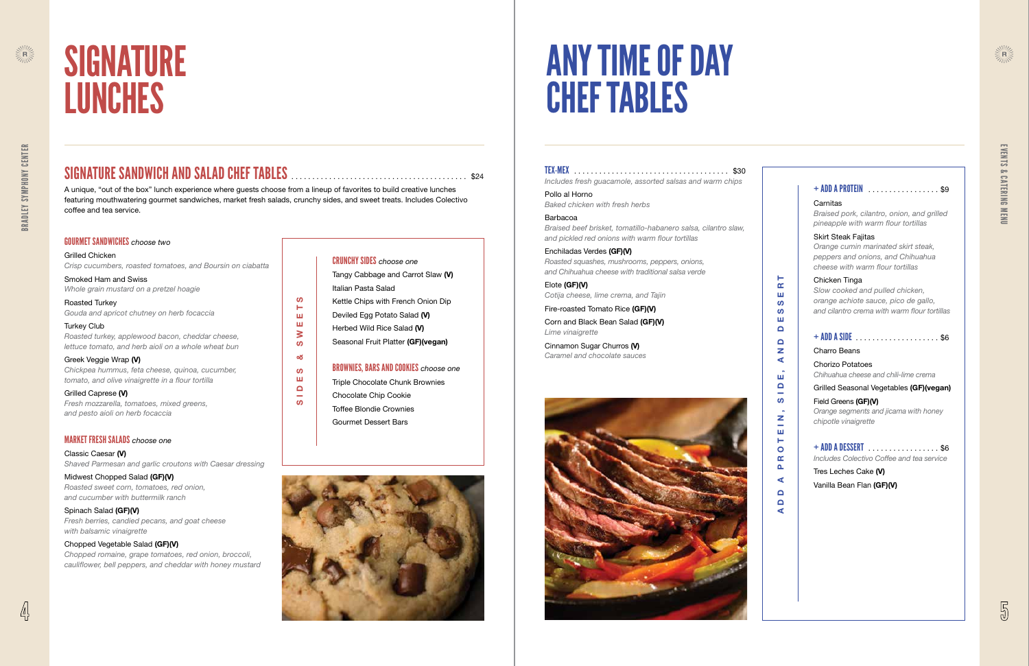# SIGNATURE LUNCHES

## SIGNATURE SANDWICH AND SALAD CHEF TABLES ........ $24

A unique, "out of the box" lunch experience where guests choose from a lineup of favorites to build creative lunches featuring mouthwatering gourmet sandwiches, market fresh salads, crunchy sides, and sweet treats. Includes Colectivo coffee and tea service.

### GOURMET SANDWICHES *choose two*

Grilled Chicken
*Crisp cucumbers, roasted tomatoes, and Boursin on ciabatta*

Smoked Ham and Swiss
*Whole grain mustard on a pretzel hoagie*

Roasted Turkey
*Gouda and apricot chutney on herb focaccia*

Turkey Club
*Roasted turkey, applewood bacon, cheddar cheese, lettuce tomato, and herb aioli on a whole wheat bun*

Greek Veggie Wrap **(V)**
*Chickpea hummus, feta cheese, quinoa, cucumber, tomato, and olive vinaigrette in a flour tortilla*

Grilled Caprese **(V)**
*Fresh mozzarella, tomatoes, mixed greens, and pesto aioli on herb focaccia*

### MARKET FRESH SALADS *choose one*

Classic Caesar **(V)**
*Shaved Parmesan and garlic croutons with Caesar dressing*

Midwest Chopped Salad **(GF)(V)**
*Roasted sweet corn, tomatoes, red onion, and cucumber with buttermilk ranch*

Spinach Salad **(GF)(V)**
*Fresh berries, candied pecans, and goat cheese with balsamic vinaigrette*

Chopped Vegetable Salad **(GF)(V)**
*Chopped romaine, grape tomatoes, red onion, broccoli, cauliflower, bell peppers, and cheddar with honey mustard*

### SIDES & SWEETS

#### CRUNCHY SIDES *choose one*

Tangy Cabbage and Carrot Slaw **(V)**

Italian Pasta Salad

Kettle Chips with French Onion Dip

Deviled Egg Potato Salad **(V)**

Herbed Wild Rice Salad **(V)**

Seasonal Fruit Platter **(GF)(vegan)**

#### BROWNIES, BARS AND COOKIES *choose one*

Triple Chocolate Chunk Brownies

Chocolate Chip Cookie

Toffee Blondie Crownies

Gourmet Dessert Bars

# ANY TIME OF DAY CHEF TABLES

## TEX-MEX ........ $30

*Includes fresh guacamole, assorted salsas and warm chips*

Pollo al Horno
*Baked chicken with fresh herbs*

Barbacoa
*Braised beef brisket, tomatillo-habanero salsa, cilantro slaw, and pickled red onions with warm flour tortillas*

Enchiladas Verdes **(GF)(V)**
*Roasted squashes, mushrooms, peppers, onions, and Chihuahua cheese with traditional salsa verde*

Elote **(GF)(V)**
*Cotija cheese, lime crema, and Tajin*

Fire-roasted Tomato Rice **(GF)(V)**

Corn and Black Bean Salad **(GF)(V)**
*Lime vinaigrette*

Cinnamon Sugar Churros **(V)**
*Caramel and chocolate sauces*

### ADD A PROTEIN, SIDE, AND DESSERT

#### + ADD A PROTEIN ........ $9

Carnitas
*Braised pork, cilantro, onion, and grilled pineapple with warm flour tortillas*

Skirt Steak Fajitas
*Orange cumin marinated skirt steak, peppers and onions, and Chihuahua cheese with warm flour tortillas*

Chicken Tinga
*Slow cooked and pulled chicken, orange achiote sauce, pico de gallo, and cilantro crema with warm flour tortillas*

#### + ADD A SIDE ........ $6

Charro Beans

Chorizo Potatoes
*Chihuahua cheese and chili-lime crema*

Grilled Seasonal Vegetables **(GF)(vegan)**

Field Greens **(GF)(V)**
*Orange segments and jicama with honey chipotle vinaigrette*

#### + ADD A DESSERT ........ $6

*Includes Colectivo Coffee and tea service*

Tres Leches Cake **(V)**

Vanilla Bean Flan **(GF)(V)**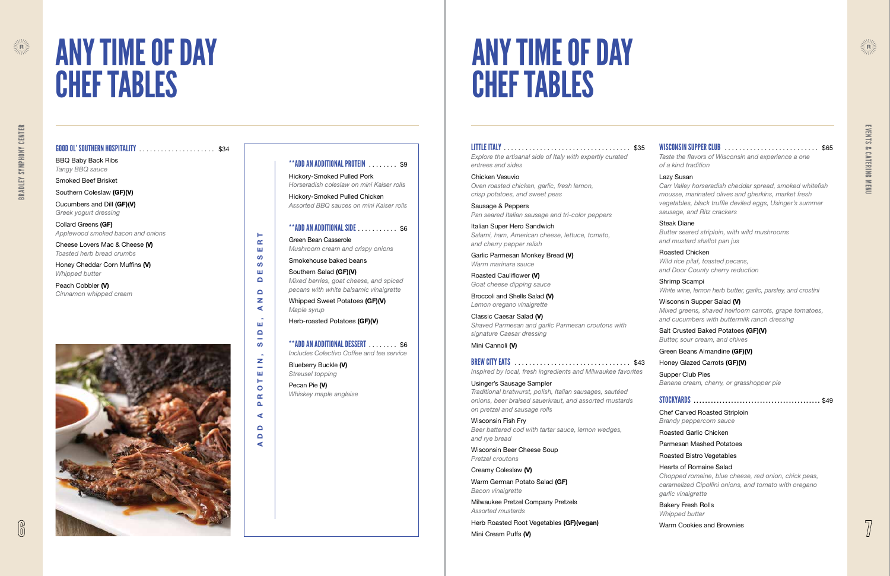# ANY TIME OF DAY CHEF TABLES

## GOOD OL' SOUTHERN HOSPITALITY ..................... $34

BBQ Baby Back Ribs
*Tangy BBQ sauce*

Smoked Beef Brisket

Southern Coleslaw **(GF)(V)**

Cucumbers and Dill **(GF)(V)**
*Greek yogurt dressing*

Collard Greens **(GF)**
*Applewood smoked bacon and onions*

Cheese Lovers Mac & Cheese **(V)**
*Toasted herb bread crumbs*

Honey Cheddar Corn Muffins **(V)**
*Whipped butter*

Peach Cobbler **(V)**
*Cinnamon whipped cream*

## ADD A PROTEIN, SIDE, AND DESSERT

### **ADD AN ADDITIONAL PROTEIN ........ $9

Hickory-Smoked Pulled Pork
*Horseradish coleslaw on mini Kaiser rolls*

Hickory-Smoked Pulled Chicken
*Assorted BBQ sauces on mini Kaiser rolls*

### **ADD AN ADDITIONAL SIDE ........... $6

Green Bean Casserole
*Mushroom cream and crispy onions*

Smokehouse baked beans

Southern Salad **(GF)(V)**
*Mixed berries, goat cheese, and spiced pecans with white balsamic vinaigrette*

Whipped Sweet Potatoes **(GF)(V)**
*Maple syrup*

Herb-roasted Potatoes **(GF)(V)**

### **ADD AN ADDITIONAL DESSERT ........ $6
*Includes Colectivo Coffee and tea service*

Blueberry Buckle **(V)**
*Streusel topping*

Pecan Pie **(V)**
*Whiskey maple anglaise*

# ANY TIME OF DAY CHEF TABLES

## LITTLE ITALY ..................................... $35
*Explore the artisanal side of Italy with expertly curated entrees and sides*

Chicken Vesuvio
*Oven roasted chicken, garlic, fresh lemon, crisp potatoes, and sweet peas*

Sausage & Peppers
*Pan seared Italian sausage and tri-color peppers*

Italian Super Hero Sandwich
*Salami, ham, American cheese, lettuce, tomato, and cherry pepper relish*

Garlic Parmesan Monkey Bread **(V)**
*Warm marinara sauce*

Roasted Cauliflower **(V)**
*Goat cheese dipping sauce*

Broccoli and Shells Salad **(V)**
*Lemon oregano vinaigrette*

Classic Caesar Salad **(V)**
*Shaved Parmesan and garlic Parmesan croutons with signature Caesar dressing*

Mini Cannoli **(V)**

## BREW CITY EATS ................................ $43
*Inspired by local, fresh ingredients and Milwaukee favorites*

Usinger's Sausage Sampler
*Traditional bratwurst, polish, Italian sausages, sautéed onions, beer braised sauerkraut, and assorted mustards on pretzel and sausage rolls*

Wisconsin Fish Fry
*Beer battered cod with tartar sauce, lemon wedges, and rye bread*

Wisconsin Beer Cheese Soup
*Pretzel croutons*

Creamy Coleslaw **(V)**

Warm German Potato Salad **(GF)**
*Bacon vinaigrette*

Milwaukee Pretzel Company Pretzels
*Assorted mustards*

Herb Roasted Root Vegetables **(GF)(vegan)**

Mini Cream Puffs **(V)**

## WISCONSIN SUPPER CLUB .......................... $65
*Taste the flavors of Wisconsin and experience a one of a kind tradition*

Lazy Susan
*Carr Valley horseradish cheddar spread, smoked whitefish mousse, marinated olives and gherkins, market fresh vegetables, black truffle deviled eggs, Usinger's summer sausage, and Ritz crackers*

Steak Diane
*Butter seared striploin, with wild mushrooms and mustard shallot pan jus*

Roasted Chicken
*Wild rice pilaf, toasted pecans, and Door County cherry reduction*

Shrimp Scampi
*White wine, lemon herb butter, garlic, parsley, and crostini*

Wisconsin Supper Salad **(V)**
*Mixed greens, shaved heirloom carrots, grape tomatoes, and cucumbers with buttermilk ranch dressing*

Salt Crusted Baked Potatoes **(GF)(V)**
*Butter, sour cream, and chives*

Green Beans Almandine **(GF)(V)**

Honey Glazed Carrots **(GF)(V)**

Supper Club Pies
*Banana cream, cherry, or grasshopper pie*

## STOCKYARDS ........................................... $49

Chef Carved Roasted Striploin
*Brandy peppercorn sauce*

Roasted Garlic Chicken

Parmesan Mashed Potatoes

Roasted Bistro Vegetables

Hearts of Romaine Salad
*Chopped romaine, blue cheese, red onion, chick peas, caramelized Cipollini onions, and tomato with oregano garlic vinaigrette*

Bakery Fresh Rolls
*Whipped butter*

Warm Cookies and Brownies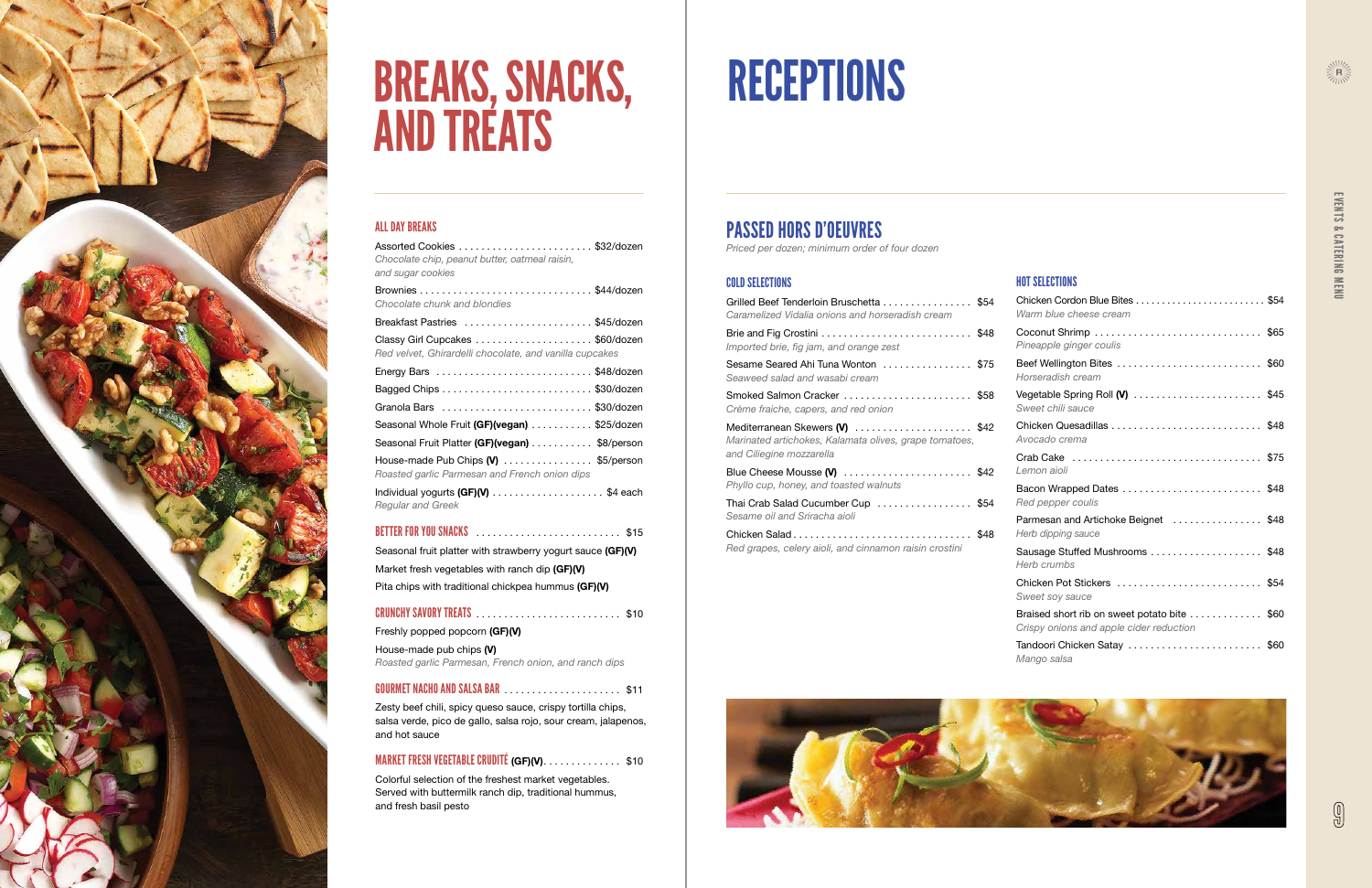# BREAKS, SNACKS, AND TREATS

## ALL DAY BREAKS

Assorted Cookies ........................ $32/dozen
*Chocolate chip, peanut butter, oatmeal raisin, and sugar cookies*

Brownies .............................. $44/dozen
*Chocolate chunk and blondies*

Breakfast Pastries ...................... $45/dozen

Classy Girl Cupcakes .................... $60/dozen
*Red velvet, Ghirardelli chocolate, and vanilla cupcakes*

Energy Bars ........................... $48/dozen

Bagged Chips .......................... $30/dozen

Granola Bars .......................... $30/dozen

Seasonal Whole Fruit **(GF)(vegan)** ........... $25/dozen

Seasonal Fruit Platter **(GF)(vegan)** ........... $8/person

House-made Pub Chips **(V)** ................ $5/person
*Roasted garlic Parmesan and French onion dips*

Individual yogurts **(GF)(V)** .................... $4 each
*Regular and Greek*

## BETTER FOR YOU SNACKS .......................... $15

Seasonal fruit platter with strawberry yogurt sauce **(GF)(V)**

Market fresh vegetables with ranch dip **(GF)(V)**

Pita chips with traditional chickpea hummus **(GF)(V)**

## CRUNCHY SAVORY TREATS .......................... $10

Freshly popped popcorn **(GF)(V)**

House-made pub chips **(V)**
*Roasted garlic Parmesan, French onion, and ranch dips*

## GOURMET NACHO AND SALSA BAR ..................... $11

Zesty beef chili, spicy queso sauce, crispy tortilla chips, salsa verde, pico de gallo, salsa rojo, sour cream, jalapenos, and hot sauce

## MARKET FRESH VEGETABLE CRUDITÉ (GF)(V).............. $10

Colorful selection of the freshest market vegetables. Served with buttermilk ranch dip, traditional hummus, and fresh basil pesto

# RECEPTIONS

## PASSED HORS D'OEUVRES

*Priced per dozen; minimum order of four dozen*

### COLD SELECTIONS

Grilled Beef Tenderloin Bruschetta ................ $54
*Caramelized Vidalia onions and horseradish cream*

Brie and Fig Crostini ........................... $48
*Imported brie, fig jam, and orange zest*

Sesame Seared Ahi Tuna Wonton ................ $75
*Seaweed salad and wasabi cream*

Smoked Salmon Cracker ....................... $58
*Crème fraiche, capers, and red onion*

Mediterranean Skewers **(V)** ..................... $42
*Marinated artichokes, Kalamata olives, grape tomatoes, and Ciliegine mozzarella*

Blue Cheese Mousse **(V)** ....................... $42
*Phyllo cup, honey, and toasted walnuts*

Thai Crab Salad Cucumber Cup ................. $54
*Sesame oil and Sriracha aioli*

Chicken Salad ................................. $48
*Red grapes, celery aioli, and cinnamon raisin crostini*

### HOT SELECTIONS

Chicken Cordon Blue Bites ........................ $54
*Warm blue cheese cream*

Coconut Shrimp .............................. $65
*Pineapple ginger coulis*

Beef Wellington Bites .......................... $60
*Horseradish cream*

Vegetable Spring Roll **(V)** ....................... $45
*Sweet chili sauce*

Chicken Quesadillas ........................... $48
*Avocado crema*

Crab Cake .................................. $75
*Lemon aioli*

Bacon Wrapped Dates ......................... $48
*Red pepper coulis*

Parmesan and Artichoke Beignet ................ $48
*Herb dipping sauce*

Sausage Stuffed Mushrooms .................... $48
*Herb crumbs*

Chicken Pot Stickers .......................... $54
*Sweet soy sauce*

Braised short rib on sweet potato bite ............. $60
*Crispy onions and apple cider reduction*

Tandoori Chicken Satay ........................ $60
*Mango salsa*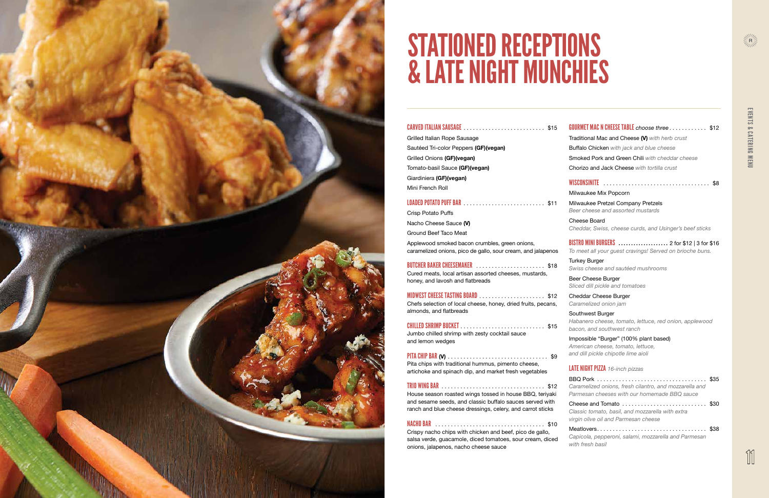# STATIONED RECEPTIONS & LATE NIGHT MUNCHIES

### CARVED ITALIAN SAUSAGE .......... $15

Grilled Italian Rope Sausage

Sautéed Tri-color Peppers **(GF)(vegan)**

Grilled Onions **(GF)(vegan)**

Tomato-basil Sauce **(GF)(vegan)**

Giardiniera **(GF)(vegan)**

Mini French Roll

### LOADED POTATO PUFF BAR .......... $11

Crisp Potato Puffs

Nacho Cheese Sauce **(V)**

Ground Beef Taco Meat

Applewood smoked bacon crumbles, green onions, caramelized onions, pico de gallo, sour cream, and jalapenos

### BUTCHER BAKER CHEESEMAKER .......... $18

Cured meats, local artisan assorted cheeses, mustards, honey, and lavosh and flatbreads

### MIDWEST CHEESE TASTING BOARD .......... $12

Chefs selection of local cheese, honey, dried fruits, pecans, almonds, and flatbreads

### CHILLED SHRIMP BUCKET .......... $15

Jumbo chilled shrimp with zesty cocktail sauce and lemon wedges

### PITA CHIP BAR (V) .......... $9

Pita chips with traditional hummus, pimento cheese, artichoke and spinach dip, and market fresh vegetables

### TRIO WING BAR .......... $12

House season roasted wings tossed in house BBQ, teriyaki and sesame seeds, and classic buffalo sauces served with ranch and blue cheese dressings, celery, and carrot sticks

### NACHO BAR .......... $10

Crispy nacho chips with chicken and beef, pico de gallo, salsa verde, guacamole, diced tomatoes, sour cream, diced onions, jalapenos, nacho cheese sauce

### GOURMET MAC N CHEESE TABLE *choose three* .......... $12

Traditional Mac and Cheese **(V)** *with herb crust*

Buffalo Chicken *with jack and blue cheese*

Smoked Pork and Green Chili *with cheddar cheese*

Chorizo and Jack Cheese *with tortilla crust*

### WISCONSINITE .......... $8

Milwaukee Mix Popcorn

Milwaukee Pretzel Company Pretzels
*Beer cheese and assorted mustards*

Cheese Board
*Cheddar, Swiss, cheese curds, and Usinger's beef sticks*

### BISTRO MINI BURGERS .......... 2 for $12 | 3 for $16

*To meet all your guest cravings! Served on brioche buns.*

Turkey Burger
*Swiss cheese and sautéed mushrooms*

Beer Cheese Burger
*Sliced dill pickle and tomatoes*

Cheddar Cheese Burger
*Caramelized onion jam*

Southwest Burger
*Habanero cheese, tomato, lettuce, red onion, applewood bacon, and southwest ranch*

Impossible "Burger" (100% plant based)
*American cheese, tomato, lettuce, and dill pickle chipotle lime aioli*

### LATE NIGHT PIZZA *16-inch pizzas*

BBQ Pork .......... $35
*Caramelized onions, fresh cilantro, and mozzarella and Parmesan cheeses with our homemade BBQ sauce*

Cheese and Tomato .......... $30
*Classic tomato, basil, and mozzarella with extra virgin olive oil and Parmesan cheese*

Meatlovers .......... $38
*Capicola, pepperoni, salami, mozzarella and Parmesan with fresh basil*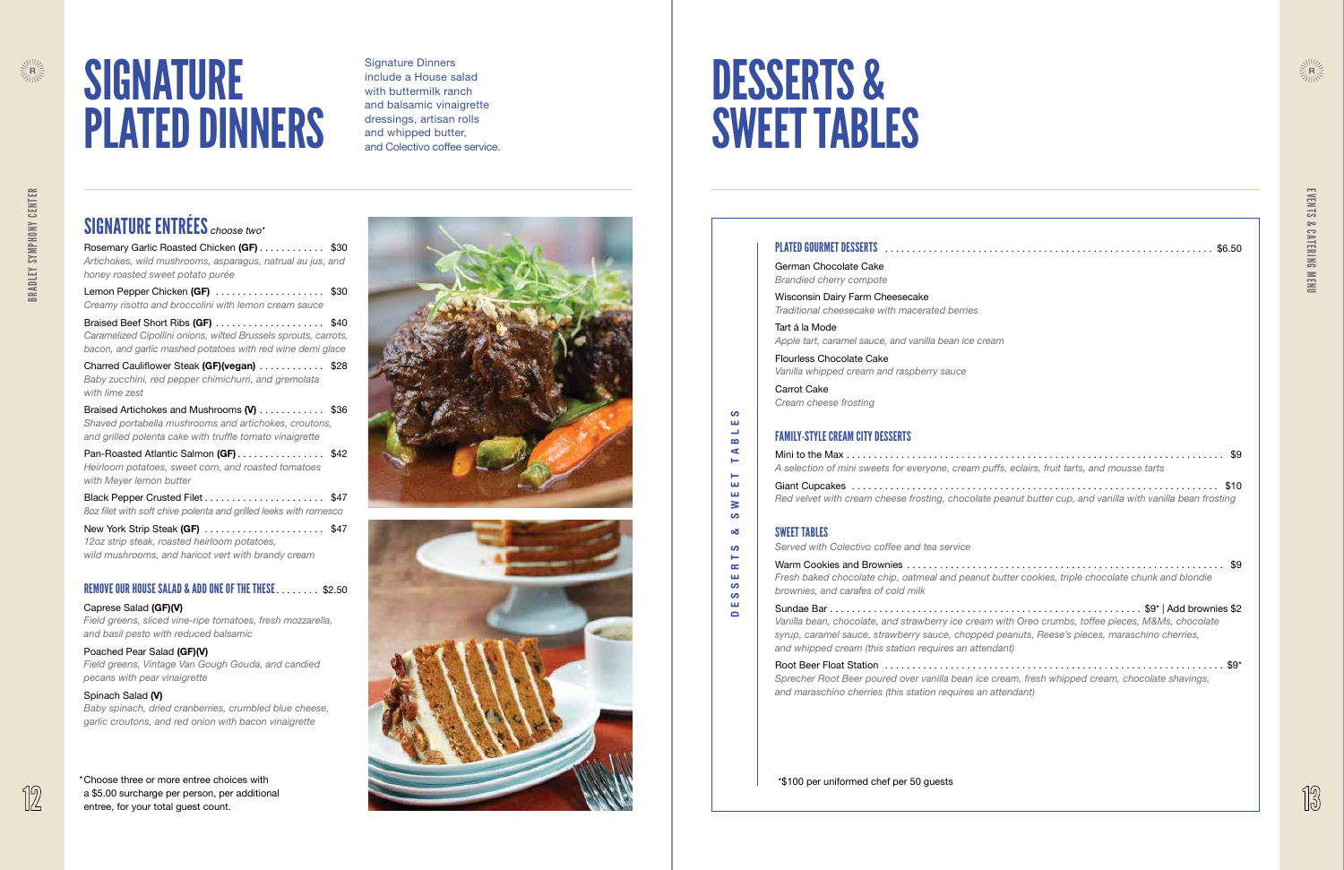# SIGNATURE PLATED DINNERS

Signature Dinners include a House salad with buttermilk ranch and balsamic vinaigrette dressings, artisan rolls and whipped butter, and Colectivo coffee service.

## SIGNATURE ENTRÉES *choose two**

Rosemary Garlic Roasted Chicken **(GF)** ............ $30
*Artichokes, wild mushrooms, asparagus, natrual au jus, and honey roasted sweet potato purée*

Lemon Pepper Chicken **(GF)** .................... $30
*Creamy risotto and broccolini with lemon cream sauce*

Braised Beef Short Ribs **(GF)** .................... $40
*Caramelized Cipollini onions, wilted Brussels sprouts, carrots, bacon, and garlic mashed potatoes with red wine demi glace*

Charred Cauliflower Steak **(GF)(vegan)** ............ $28
*Baby zucchini, red pepper chimichurri, and gremolata with lime zest*

Braised Artichokes and Mushrooms **(V)** ............ $36
*Shaved portabella mushrooms and artichokes, croutons, and grilled polenta cake with truffle tomato vinaigrette*

Pan-Roasted Atlantic Salmon **(GF)** ................ $42
*Heirloom potatoes, sweet corn, and roasted tomatoes with Meyer lemon butter*

Black Pepper Crusted Filet ...................... $47
*8oz filet with soft chive polenta and grilled leeks with romesco*

New York Strip Steak **(GF)** ...................... $47
*12oz strip steak, roasted heirloom potatoes, wild mushrooms, and haricot vert with brandy cream*

### REMOVE OUR HOUSE SALAD & ADD ONE OF THE THESE ........ $2.50

Caprese Salad **(GF)(V)**
*Field greens, sliced vine-ripe tomatoes, fresh mozzarella, and basil pesto with reduced balsamic*

Poached Pear Salad **(GF)(V)**
*Field greens, Vintage Van Gough Gouda, and candied pecans with pear vinaigrette*

Spinach Salad **(V)**
*Baby spinach, dried cranberries, crumbled blue cheese, garlic croutons, and red onion with bacon vinaigrette*

*Choose three or more entree choices with a $5.00 surcharge per person, per additional entree, for your total guest count.

# DESSERTS & SWEET TABLES

### PLATED GOURMET DESSERTS ........ $6.50

German Chocolate Cake
*Brandied cherry compote*

Wisconsin Dairy Farm Cheesecake
*Traditional cheesecake with macerated berries*

Tart á la Mode
*Apple tart, caramel sauce, and vanilla bean ice cream*

Flourless Chocolate Cake
*Vanilla whipped cream and raspberry sauce*

Carrot Cake
*Cream cheese frosting*

### FAMILY-STYLE CREAM CITY DESSERTS

Mini to the Max ........ $9
*A selection of mini sweets for everyone, cream puffs, eclairs, fruit tarts, and mousse tarts*

Giant Cupcakes ........ $10
*Red velvet with cream cheese frosting, chocolate peanut butter cup, and vanilla with vanilla bean frosting*

### SWEET TABLES

*Served with Colectivo coffee and tea service*

Warm Cookies and Brownies ........ $9
*Fresh baked chocolate chip, oatmeal and peanut butter cookies, triple chocolate chunk and blondie brownies, and carafes of cold milk*

Sundae Bar ........ $9* | Add brownies $2
*Vanilla bean, chocolate, and strawberry ice cream with Oreo crumbs, toffee pieces, M&Ms, chocolate syrup, caramel sauce, strawberry sauce, chopped peanuts, Reese's pieces, maraschino cherries, and whipped cream (this station requires an attendant)*

Root Beer Float Station ........ $9*
*Sprecher Root Beer poured over vanilla bean ice cream, fresh whipped cream, chocolate shavings, and maraschino cherries (this station requires an attendant)*

*$100 per uniformed chef per 50 guests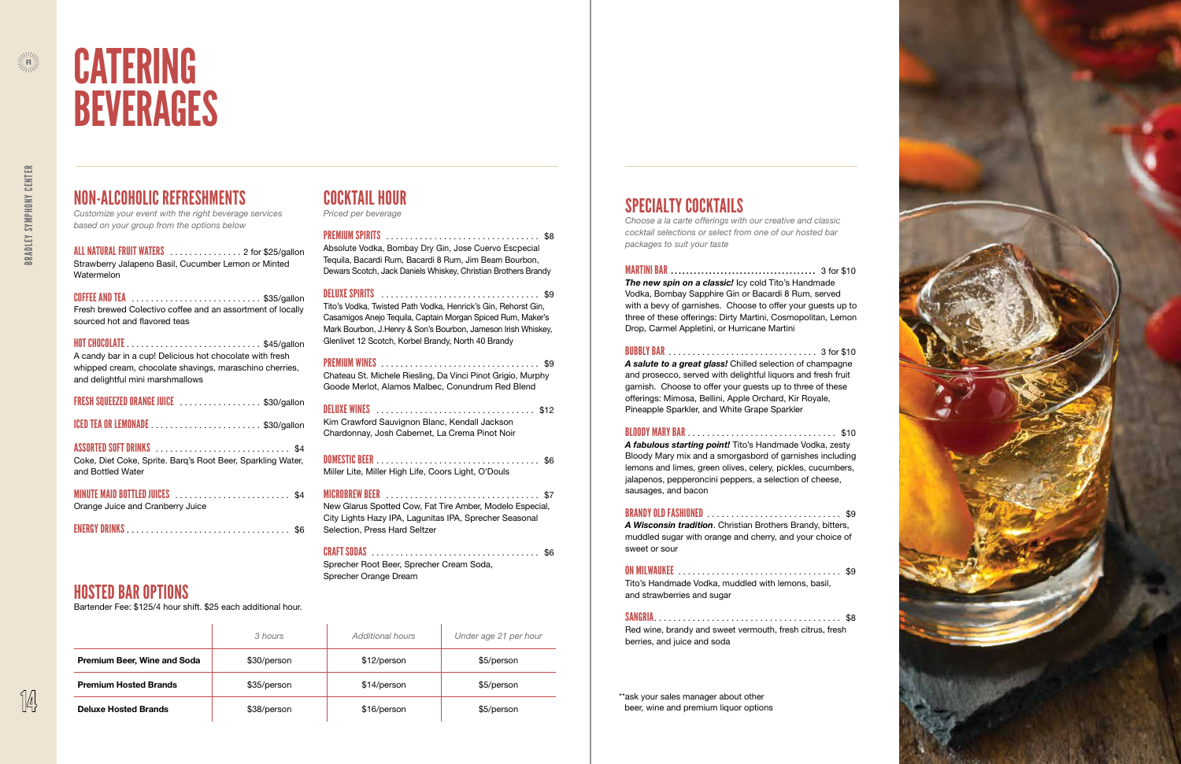# CATERING BEVERAGES

## NON-ALCOHOLIC REFRESHMENTS

*Customize your event with the right beverage services based on your group from the options below*

**ALL NATURAL FRUIT WATERS** ............... 2 for $25/gallon
Strawberry Jalapeno Basil, Cucumber Lemon or Minted Watermelon

**COFFEE AND TEA** ........................... $35/gallon
Fresh brewed Colectivo coffee and an assortment of locally sourced hot and flavored teas

**HOT CHOCOLATE** ........................... $45/gallon
A candy bar in a cup! Delicious hot chocolate with fresh whipped cream, chocolate shavings, maraschino cherries, and delightful mini marshmallows

**FRESH SQUEEZED ORANGE JUICE** ................. $30/gallon

**ICED TEA OR LEMONADE** ....................... $30/gallon

**ASSORTED SOFT DRINKS** ........................... $4
Coke, Diet Coke, Sprite. Barq's Root Beer, Sparkling Water, and Bottled Water

**MINUTE MAID BOTTLED JUICES** ........................ $4
Orange Juice and Cranberry Juice

**ENERGY DRINKS** ................................. $6

## COCKTAIL HOUR

*Priced per beverage*

**PREMIUM SPIRITS** ............................... $8
Absolute Vodka, Bombay Dry Gin, Jose Cuervo Escpecial Tequila, Bacardi Rum, Bacardi 8 Rum, Jim Beam Bourbon, Dewars Scotch, Jack Daniels Whiskey, Christian Brothers Brandy

**DELUXE SPIRITS** ................................ $9
Tito's Vodka, Twisted Path Vodka, Henrick's Gin, Rehorst Gin, Casamigos Anejo Tequila, Captain Morgan Spiced Rum, Maker's Mark Bourbon, J.Henry & Son's Bourbon, Jameson Irish Whiskey, Glenlivet 12 Scotch, Korbel Brandy, North 40 Brandy

**PREMIUM WINES** ................................. $9
Chateau St. Michele Riesling, Da Vinci Pinot Grigio, Murphy Goode Merlot, Alamos Malbec, Conundrum Red Blend

**DELUXE WINES** ................................. $12
Kim Crawford Sauvignon Blanc, Kendall Jackson Chardonnay, Josh Cabernet, La Crema Pinot Noir

**DOMESTIC BEER** ................................. $6
Miller Lite, Miller High Life, Coors Light, O'Douls

**MICROBREW BEER** ............................... $7
New Glarus Spotted Cow, Fat Tire Amber, Modelo Especial, City Lights Hazy IPA, Lagunitas IPA, Sprecher Seasonal Selection, Press Hard Seltzer

**CRAFT SODAS** .................................. $6
Sprecher Root Beer, Sprecher Cream Soda, Sprecher Orange Dream

## HOSTED BAR OPTIONS

Bartender Fee: $125/4 hour shift. $25 each additional hour.

| | 3 hours | Additional hours | Under age 21 per hour |
|---|---|---|---|
| **Premium Beer, Wine and Soda** | $30/person | $12/person | $5/person |
| **Premium Hosted Brands** | $35/person | $14/person | $5/person |
| **Deluxe Hosted Brands** | $38/person | $16/person | $5/person |

## SPECIALTY COCKTAILS

*Choose a la carte offerings with our creative and classic cocktail selections or select from one of our hosted bar packages to suit your taste*

**MARTINI BAR** ..................................... 3 for $10
***The new spin on a classic!*** Icy cold Tito's Handmade Vodka, Bombay Sapphire Gin or Bacardi 8 Rum, served with a bevy of garnishes. Choose to offer your guests up to three of these offerings: Dirty Martini, Cosmopolitan, Lemon Drop, Carmel Appletini, or Hurricane Martini

**BUBBLY BAR** ............................... 3 for $10
***A salute to a great glass!*** Chilled selection of champagne and prosecco, served with delightful liquors and fresh fruit garnish. Choose to offer your guests up to three of these offerings: Mimosa, Bellini, Apple Orchard, Kir Royale, Pineapple Sparkler, and White Grape Sparkler

**BLOODY MARY BAR** ............................... $10
***A fabulous starting point!*** Tito's Handmade Vodka, zesty Bloody Mary mix and a smorgasbord of garnishes including lemons and limes, green olives, celery, pickles, cucumbers, jalapenos, pepperoncini peppers, a selection of cheese, sausages, and bacon

**BRANDY OLD FASHIONED** ............................ $9
***A Wisconsin tradition***. Christian Brothers Brandy, bitters, muddled sugar with orange and cherry, and your choice of sweet or sour

**ON MILWAUKEE** .................................. $9
Tito's Handmade Vodka, muddled with lemons, basil, and strawberries and sugar

**SANGRIA** ....................................... $8
Red wine, brandy and sweet vermouth, fresh citrus, fresh berries, and juice and soda

**ask your sales manager about other beer, wine and premium liquor options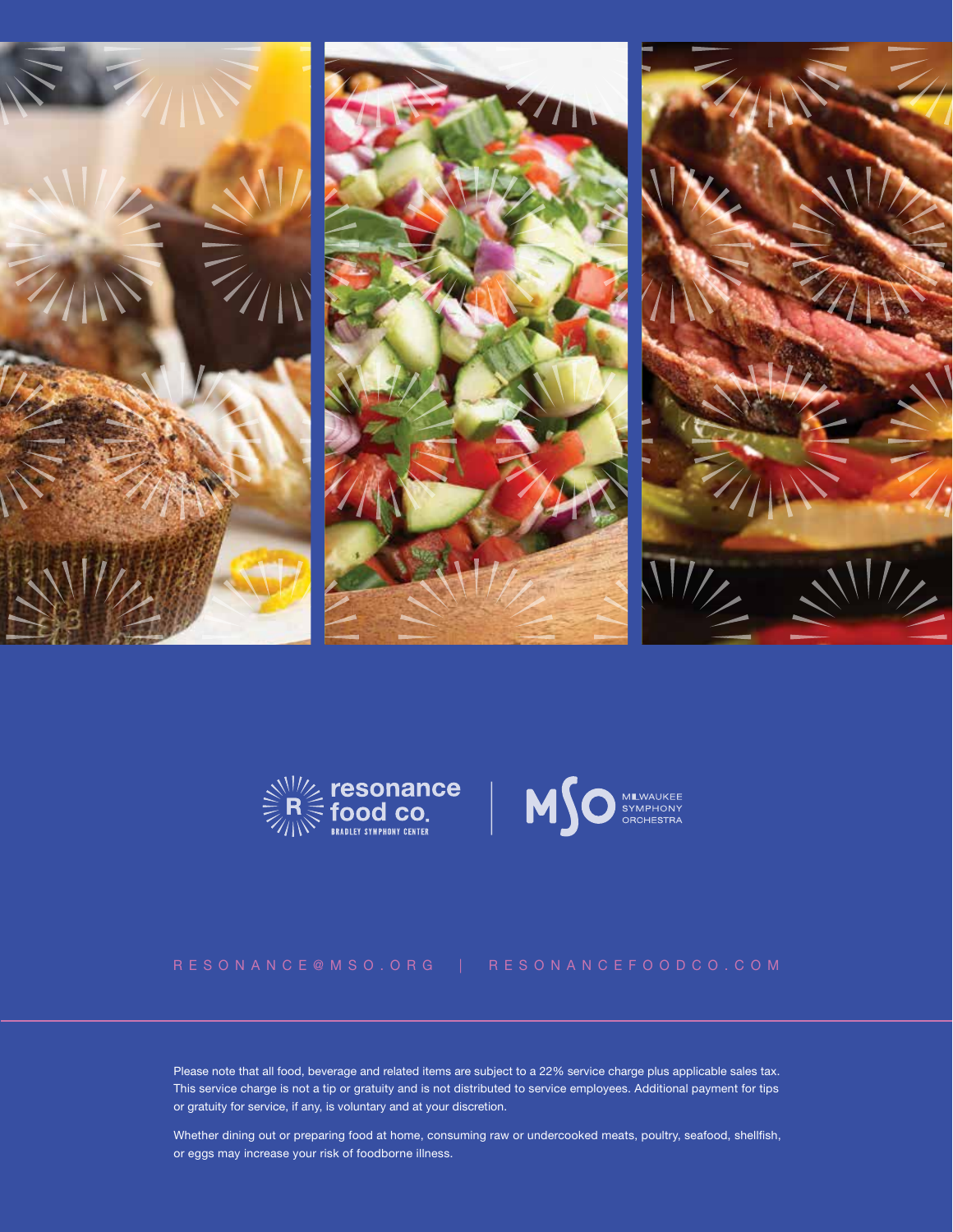resonance food co.
BRADLEY SYMPHONY CENTER

MSO MILWAUKEE SYMPHONY ORCHESTRA

RESONANCE@MSO.ORG | RESONANCEFOODCO.COM

Please note that all food, beverage and related items are subject to a 22% service charge plus applicable sales tax. This service charge is not a tip or gratuity and is not distributed to service employees. Additional payment for tips or gratuity for service, if any, is voluntary and at your discretion.

Whether dining out or preparing food at home, consuming raw or undercooked meats, poultry, seafood, shellfish, or eggs may increase your risk of foodborne illness.